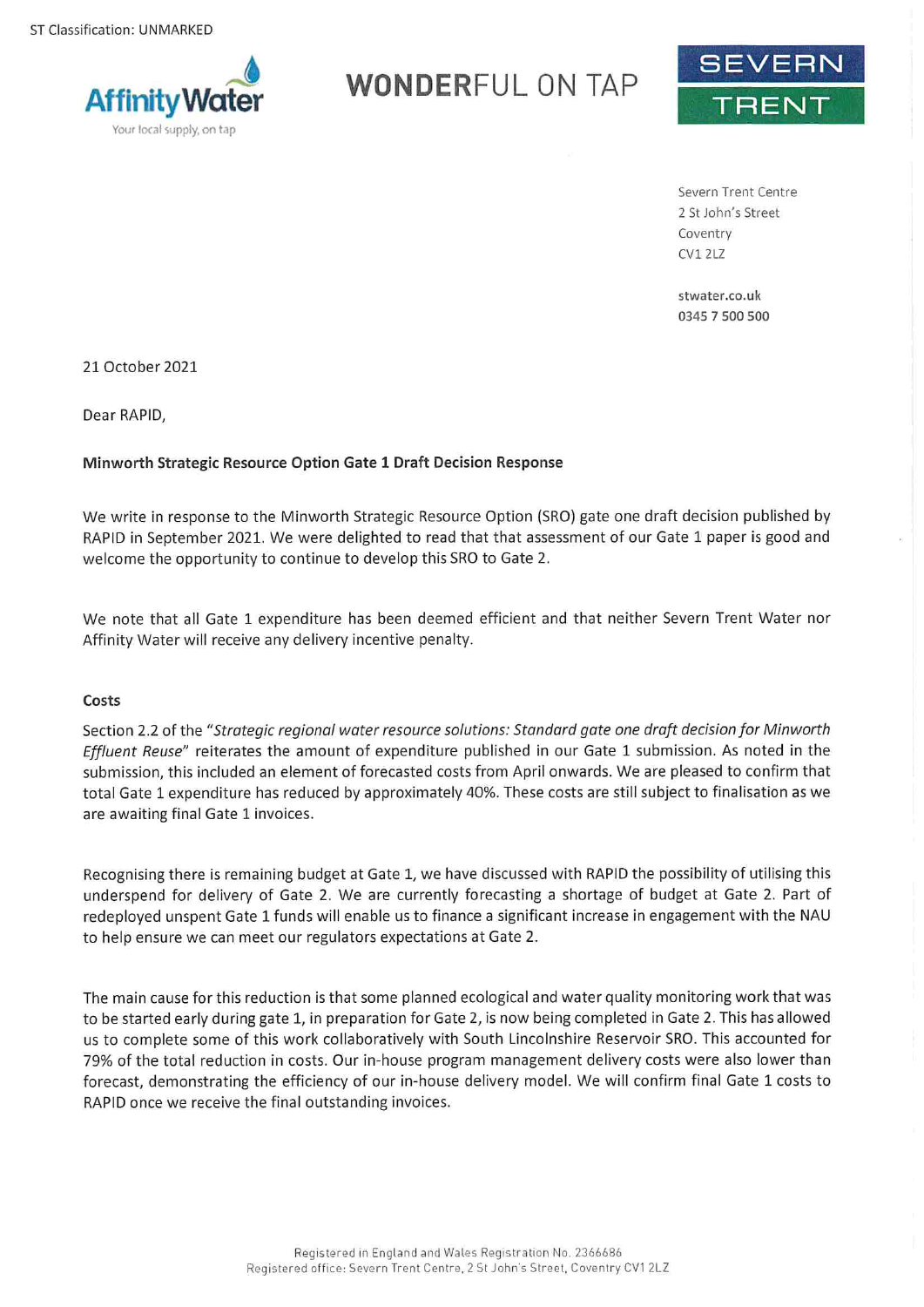ST Classification: UNMARKED

Affinity Water
Your local supply, on tap

**WONDER**FUL ON TAP

SEVERN TRENT

Severn Trent Centre
2 St John's Street
Coventry
CV1 2LZ

stwater.co.uk
0345 7 500 500

21 October 2021

Dear RAPID,

**Minworth Strategic Resource Option Gate 1 Draft Decision Response**

We write in response to the Minworth Strategic Resource Option (SRO) gate one draft decision published by RAPID in September 2021. We were delighted to read that that assessment of our Gate 1 paper is good and welcome the opportunity to continue to develop this SRO to Gate 2.

We note that all Gate 1 expenditure has been deemed efficient and that neither Severn Trent Water nor Affinity Water will receive any delivery incentive penalty.

**Costs**

Section 2.2 of the "*Strategic regional water resource solutions: Standard gate one draft decision for Minworth Effluent Reuse*" reiterates the amount of expenditure published in our Gate 1 submission. As noted in the submission, this included an element of forecasted costs from April onwards. We are pleased to confirm that total Gate 1 expenditure has reduced by approximately 40%. These costs are still subject to finalisation as we are awaiting final Gate 1 invoices.

Recognising there is remaining budget at Gate 1, we have discussed with RAPID the possibility of utilising this underspend for delivery of Gate 2. We are currently forecasting a shortage of budget at Gate 2. Part of redeployed unspent Gate 1 funds will enable us to finance a significant increase in engagement with the NAU to help ensure we can meet our regulators expectations at Gate 2.

The main cause for this reduction is that some planned ecological and water quality monitoring work that was to be started early during gate 1, in preparation for Gate 2, is now being completed in Gate 2. This has allowed us to complete some of this work collaboratively with South Lincolnshire Reservoir SRO. This accounted for 79% of the total reduction in costs. Our in-house program management delivery costs were also lower than forecast, demonstrating the efficiency of our in-house delivery model. We will confirm final Gate 1 costs to RAPID once we receive the final outstanding invoices.

Registered in England and Wales Registration No. 2366686
Registered office: Severn Trent Centre, 2 St John's Street, Coventry CV1 2LZ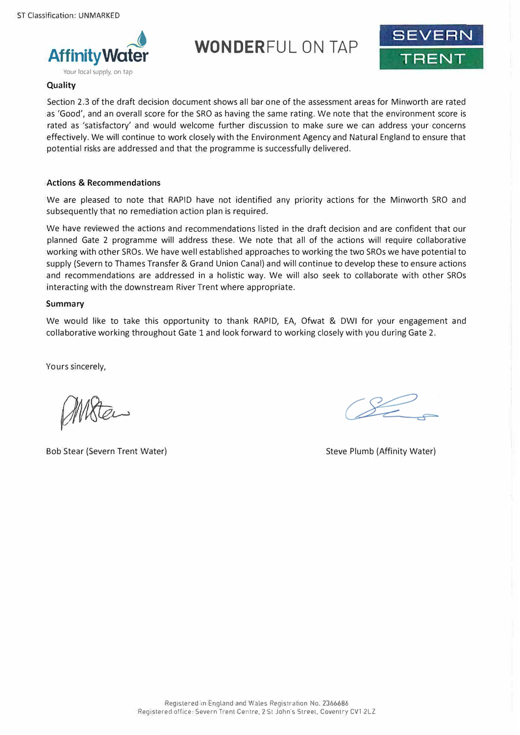## Quality

Section 2.3 of the draft decision document shows all bar one of the assessment areas for Minworth are rated as 'Good', and an overall score for the SRO as having the same rating. We note that the environment score is rated as 'satisfactory' and would welcome further discussion to make sure we can address your concerns effectively. We will continue to work closely with the Environment Agency and Natural England to ensure that potential risks are addressed and that the programme is successfully delivered.

## Actions & Recommendations

We are pleased to note that RAPID have not identified any priority actions for the Minworth SRO and subsequently that no remediation action plan is required.

We have reviewed the actions and recommendations listed in the draft decision and are confident that our planned Gate 2 programme will address these. We note that all of the actions will require collaborative working with other SROs. We have well established approaches to working the two SROs we have potential to supply (Severn to Thames Transfer & Grand Union Canal) and will continue to develop these to ensure actions and recommendations are addressed in a holistic way. We will also seek to collaborate with other SROs interacting with the downstream River Trent where appropriate.

## Summary

We would like to take this opportunity to thank RAPID, EA, Ofwat & DWI for your engagement and collaborative working throughout Gate 1 and look forward to working closely with you during Gate 2.

Yours sincerely,

Bob Stear (Severn Trent Water)

Steve Plumb (Affinity Water)

Registered in England and Wales Registration No. 2366686
Registered office: Severn Trent Centre, 2 St John's Street, Coventry CV1 2LZ